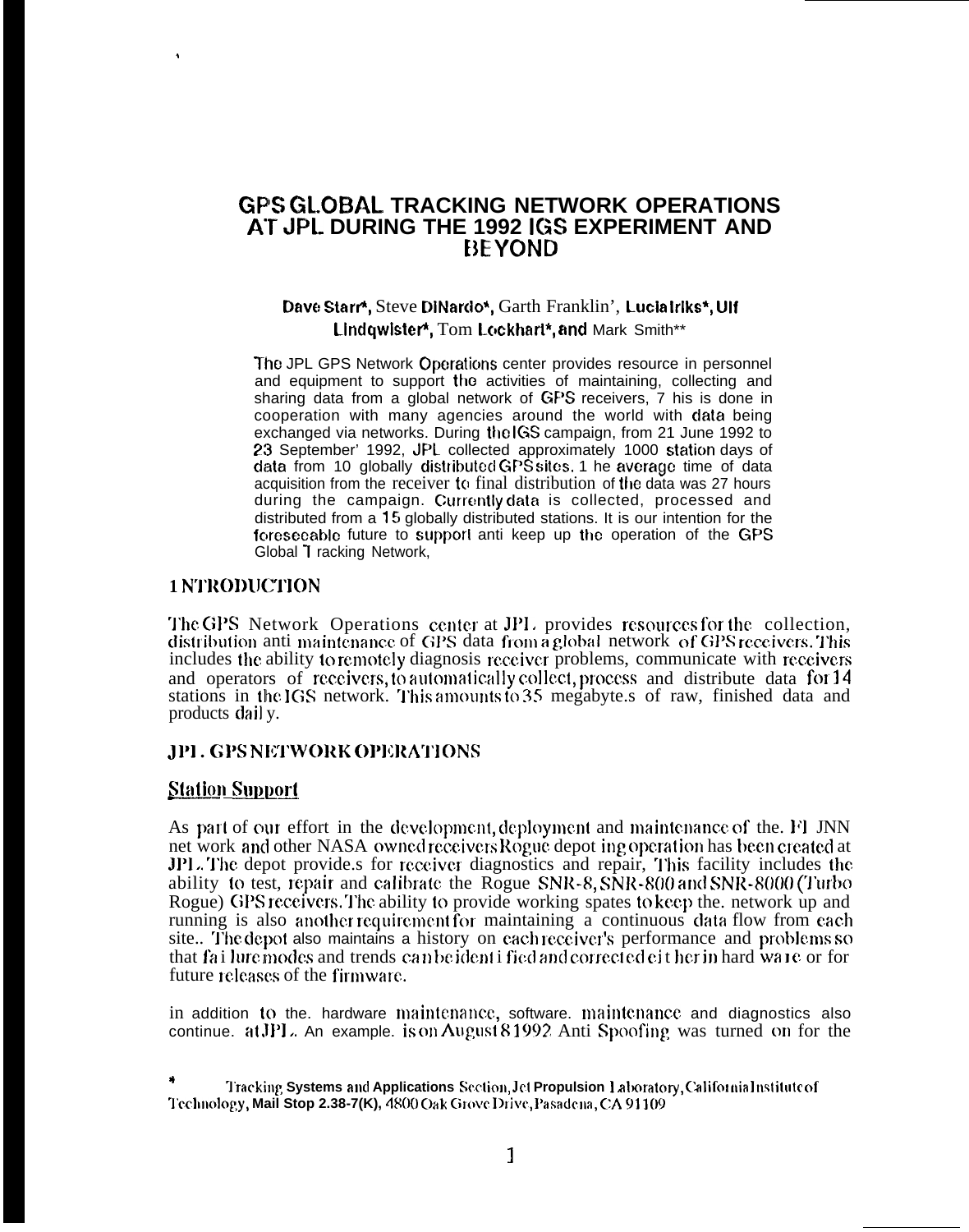# GPS GLOBAL TRACKING NETWORK OPERATIONS AT JPL DURING THE 1992 IGS EXPERIMENT AND BEYOND

**Dave Starr*, Steve DiNardo*, Garth Franklin', Lucia Iriks*, Ulf Lindqwister*, Tom Lockhart*, and Mark Smith****

The JPL GPS Network Operations center provides resource in personnel and equipment to support the activities of maintaining, collecting and sharing data from a global network of GPS receivers, 7 his is done in cooperation with many agencies around the world with data being exchanged via networks. During the IGS campaign, from 21 June 1992 to 23 September' 1992, JPL collected approximately 1000 station days of data from 10 globally distributed GPS sites. 1 he average time of data acquisition from the receiver to final distribution of the data was 27 hours during the campaign. Currently data is collected, processed and distributed from a 15 globally distributed stations. It is our intention for the foreseeable future to support anti keep up the operation of the GPS Global 1 racking Network,

## 1 NTRODUCTION

The GPS Network Operations center at JPL provides resources for the collection, distribution anti maintenance of GPS data from a global network of GPS receivers. This includes the ability to remotely diagnosis receiver problems, communicate with receivers and operators of receivers, to automatically collect, process and distribute data for 14 stations in the IGS network. This amounts to 35 megabyte.s of raw, finished data and products dail y.

## JPL GPS NETWORK OPERATIONS

### Station Support

As part of our effort in the development, deployment and maintenance of the. FI JNN net work and other NASA owned receivers Rogue depot ing operation has been created at JPL. The depot provide.s for receiver diagnostics and repair, This facility includes the ability to test, repair and calibrate the Rogue SNR-8, SNR-800 and SNR-8000 (Turbo Rogue) GPS receivers. The ability to provide working spates to keep the. network up and running is also another requirement for maintaining a continuous data flow from each site.. The depot also maintains a history on each receiver's performance and problems so that fa i lure modes and trends can be ident i fied and corrected ei t her in hard wa re or for future releases of the firmware.

in addition to the. hardware maintenance, software. maintenance and diagnostics also continue. at JPL. An example. is on August 8 1992 Anti Spoofing was turned on for the

\* Tracking Systems and Applications Section, Jet Propulsion Laboratory, California Institute of Technology, Mail Stop 2.38-7(K), 4800 Oak Grove Drive, Pasadena, CA 91109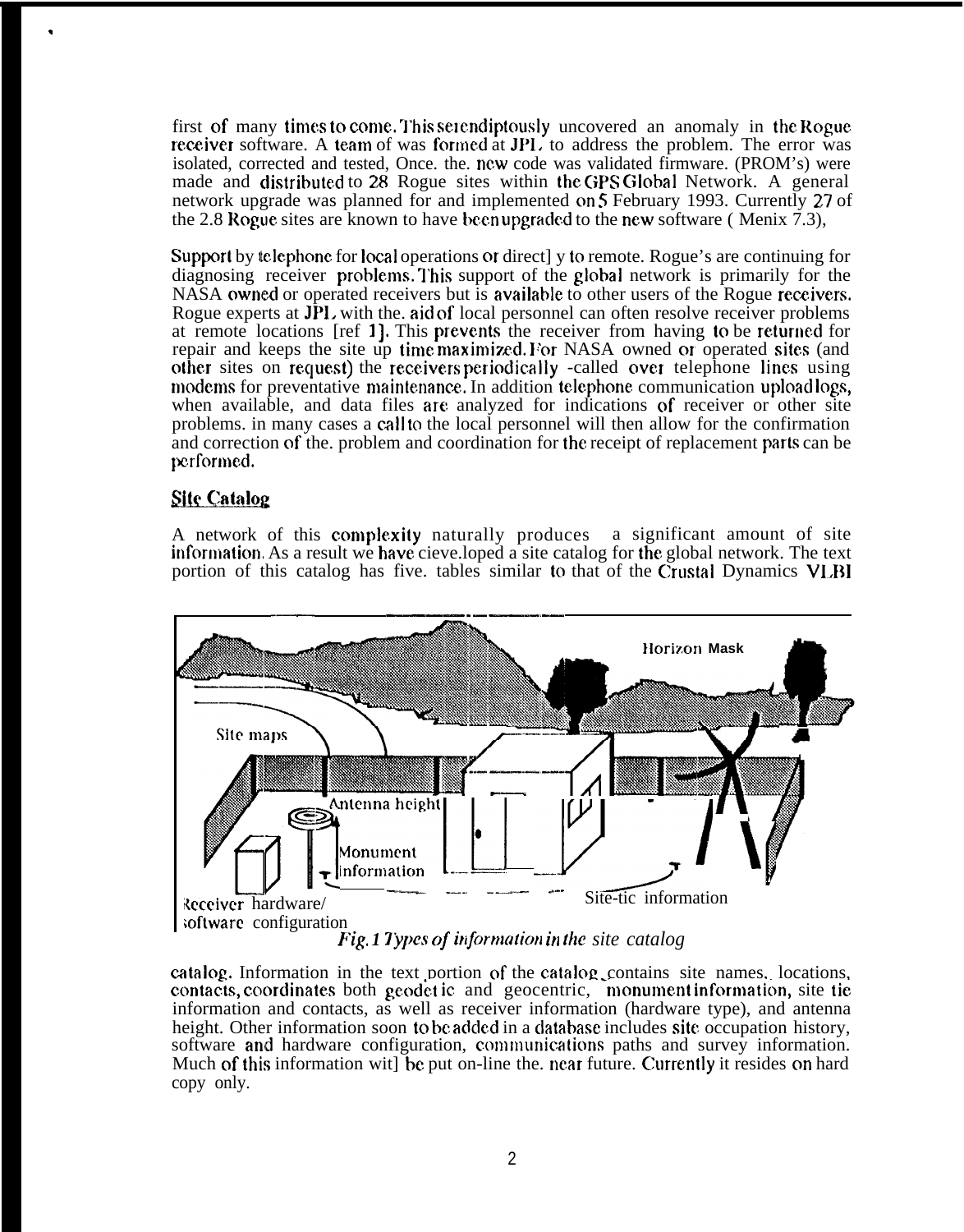first of many times to come. This serendiptously uncovered an anomaly in the Rogue receiver software. A team of was formed at JPL to address the problem. The error was isolated, corrected and tested, Once. the. new code was validated firmware. (PROM's) were made and distributed to 28 Rogue sites within the GPS Global Network. A general network upgrade was planned for and implemented on 5 February 1993. Currently 27 of the 2.8 Rogue sites are known to have been upgraded to the new software ( Menix 7.3),

Support by telephone for local operations or direct] y to remote. Rogue's are continuing for diagnosing receiver problems. This support of the global network is primarily for the NASA owned or operated receivers but is available to other users of the Rogue receivers. Rogue experts at JPL with the. aid of local personnel can often resolve receiver problems at remote locations [ref 1]. This prevents the receiver from having to be returned for repair and keeps the site up time maximized. For NASA owned or operated sites (and other sites on request) the receivers periodically -called over telephone lines using modems for preventative maintenance. In addition telephone communication upload logs, when available, and data files are analyzed for indications of receiver or other site problems. in many cases a call to the local personnel will then allow for the confirmation and correction of the. problem and coordination for the receipt of replacement parts can be performed.

## Site Catalog

A network of this complexity naturally produces a significant amount of site information. As a result we have cieve.loped a site catalog for the global network. The text portion of this catalog has five. tables similar to that of the Crustal Dynamics VLBI

Horizon Mask

Site maps

Antenna height

Monument information

Site-tic information

Receiver hardware/ software configuration

*Fig. 1 Types of information in the site catalog*

catalog. Information in the text portion of the catalog contains site names, locations, contacts, coordinates both geodetic and geocentric, monument information, site tie information and contacts, as well as receiver information (hardware type), and antenna height. Other information soon to be added in a database includes site occupation history, software and hardware configuration, communications paths and survey information. Much of this information wit] be put on-line the. near future. Currently it resides on hard copy only.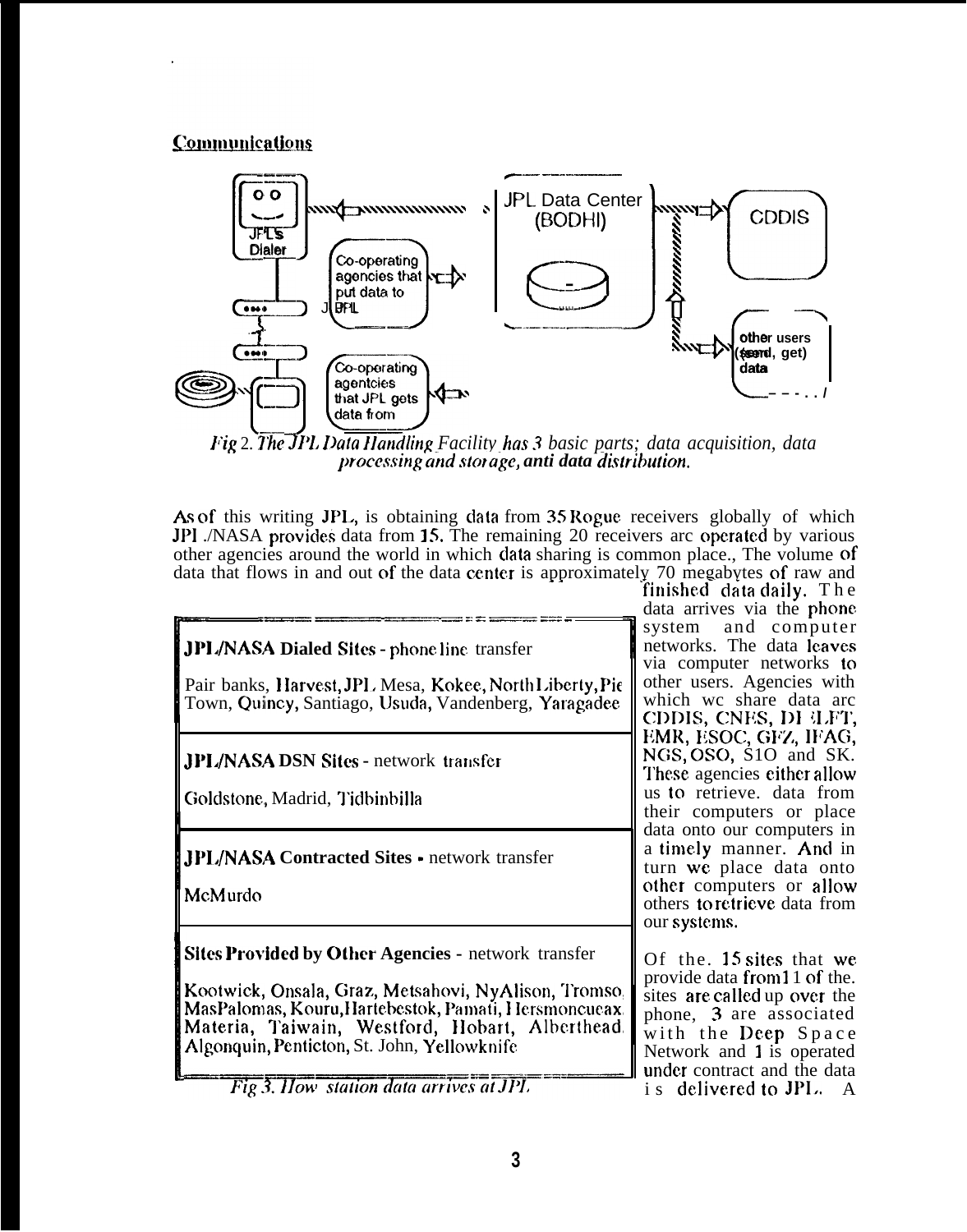**Communications**

*Fig 2. The JPL Data Handling Facility has 3 basic parts; data acquisition, data processing and storage, and data distribution.*

As of this writing JPL, is obtaining data from 35 Rogue receivers globally of which JPL/NASA provides data from 15. The remaining 20 receivers are operated by various other agencies around the world in which data sharing is common place., The volume of data that flows in and out of the data center is approximately 70 megabytes of raw and finished data daily. The data arrives via the phone system and computer networks. The data leaves via computer networks to other users. Agencies with which we share data are CDDIS, CNES, DELFT, EMR, ESOC, GFZ, IFAG, NGS, OSO, SIO and SK. These agencies either allow us to retrieve. data from their computers or place data onto our computers in a timely manner. And in turn we place data onto other computers or allow others to retrieve data from our systems.

| **JPL/NASA Dialed Sites** - phone line transfer |
|---|
| Pair banks, Harvest, JPL Mesa, Kokee, North Liberty, Pie Town, Quincy, Santiago, Usuda, Vandenberg, Yaragadee |
| **JPL/NASA DSN Sites** - network transfer |
| Goldstone, Madrid, Tidbinbilla |
| **JPL/NASA Contracted Sites** - network transfer |
| McMurdo |
| **Sites Provided by Other Agencies** - network transfer |
| Kootwick, Onsala, Graz, Metsahovi, NyAlison, Tromso, MasPalomas, Kouru, Hartebestok, Pamati, Hersmoncueax, Materia, Taiwain, Westford, Hobart, Albertheard, Algonquin, Penticton, St. John, Yellowknife |

*Fig 3. How station data arrives at JPL*

Of the. 15 sites that we provide data from 11 of the. sites are called up over the phone, 3 are associated with the Deep Space Network and 1 is operated under contract and the data is delivered to JPL. A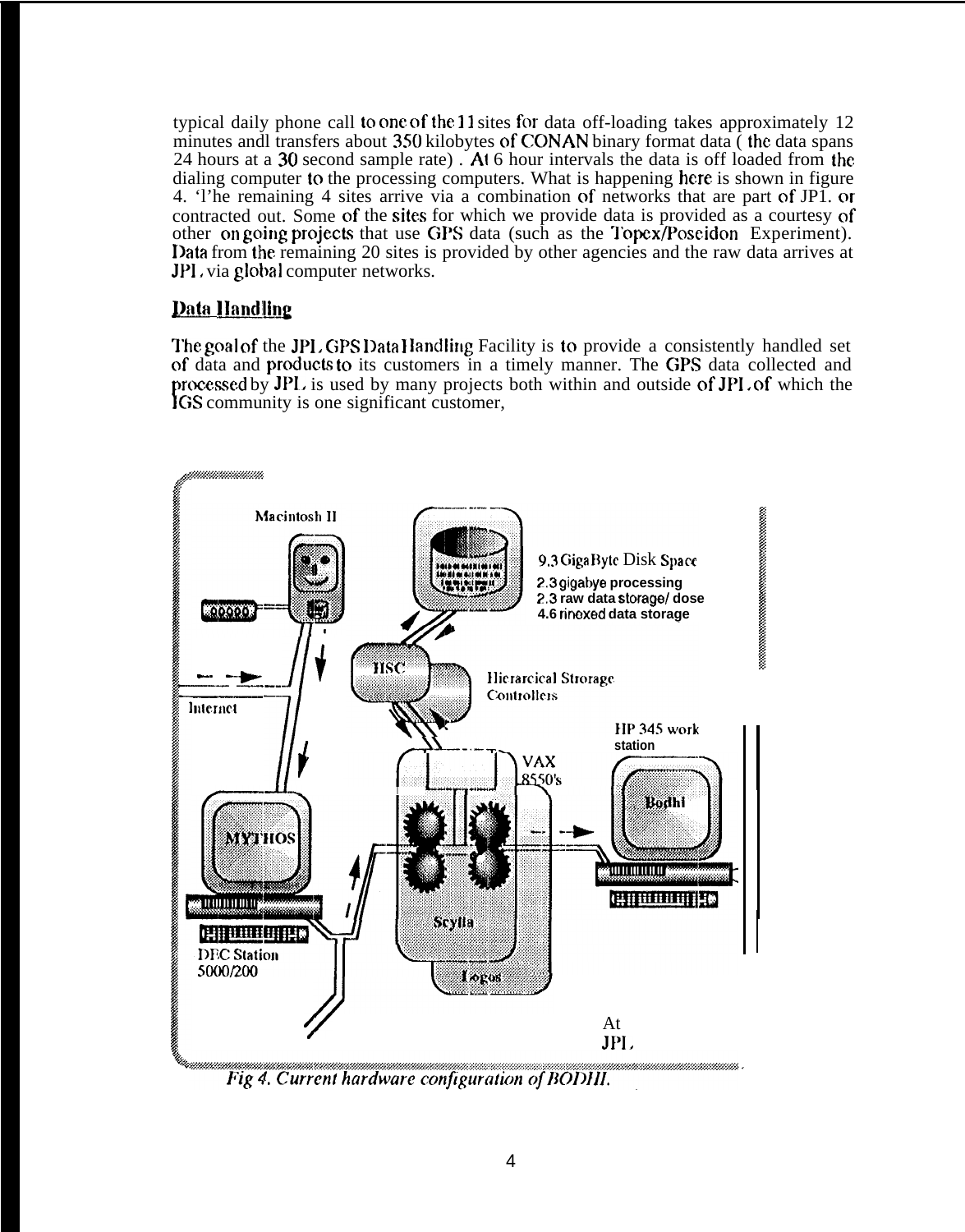typical daily phone call to one of the 11 sites for data off-loading takes approximately 12 minutes andl transfers about 350 kilobytes of CONAN binary format data ( the data spans 24 hours at a 30 second sample rate) . At 6 hour intervals the data is off loaded from the dialing computer to the processing computers. What is happening here is shown in figure 4. 'l'he remaining 4 sites arrive via a combination of networks that are part of JP1. or contracted out. Some of the sites for which we provide data is provided as a courtesy of other on going projects that use GPS data (such as the Topex/Poseidon Experiment). Data from the remaining 20 sites is provided by other agencies and the raw data arrives at JPL via global computer networks.

## Data Handling

The goal of the JPL GPS Data Handling Facility is to provide a consistently handled set of data and products to its customers in a timely manner. The GPS data collected and processed by JPL is used by many projects both within and outside of JPL of which the IGS community is one significant customer,

Macintosh II

9.3 GigaByte Disk Space
2.3 gigabye processing
2.3 raw data storage/ dose
4.6 rinexed data storage

HSC

Hierarcical Strorage Controllers

Internet

HP 345 work station

VAX 8550's

Bodhi

MYTHOS

Scylla

Logos

DEC Station 5000/200

At JPL

*Fig 4. Current hardware configuration of BODHI.*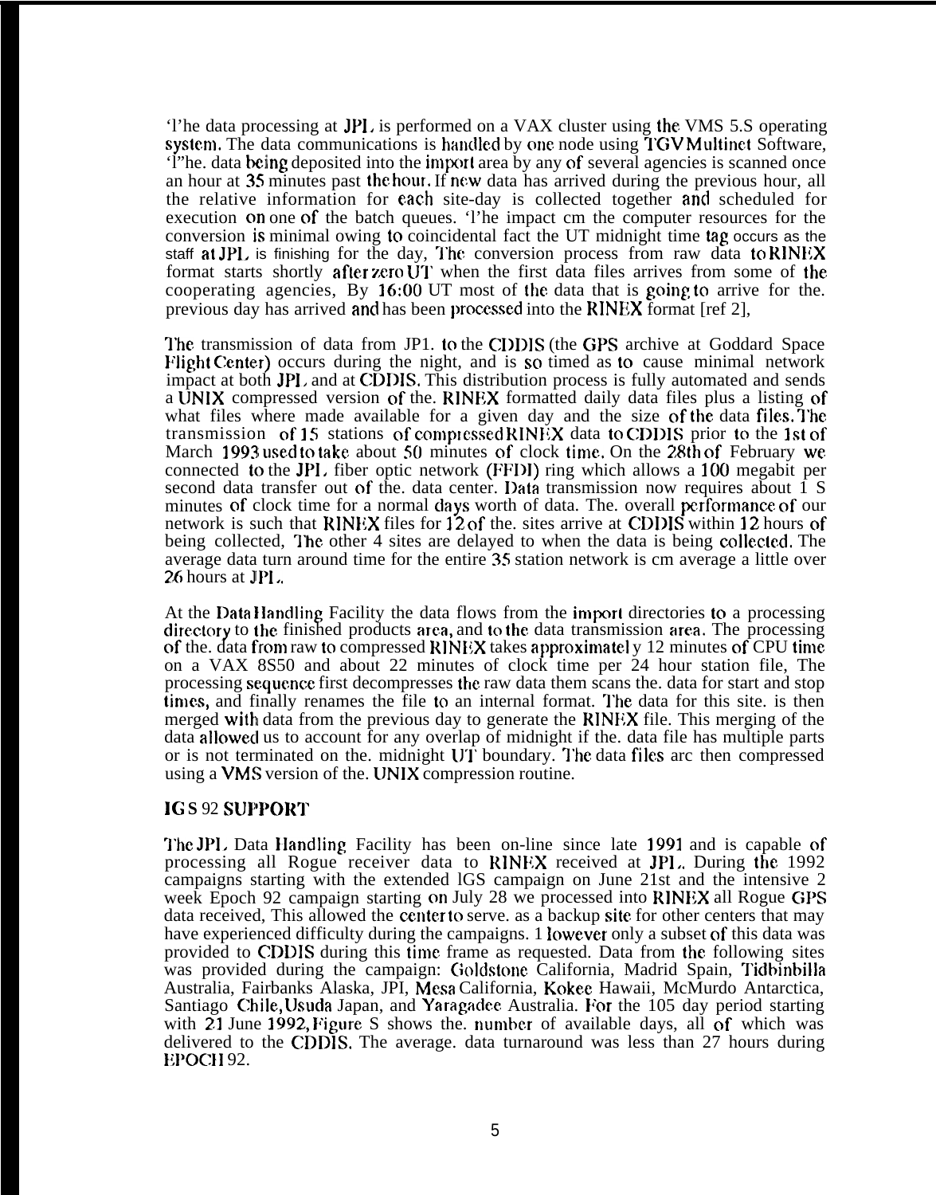The data processing at JPL is performed on a VAX cluster using the VMS 5.S operating system. The data communications is handled by one node using TGV Multinet Software, The. data being deposited into the import area by any of several agencies is scanned once an hour at 35 minutes past the hour. If new data has arrived during the previous hour, all the relative information for each site-day is collected together and scheduled for execution on one of the batch queues. The impact cm the computer resources for the conversion is minimal owing to coincidental fact the UT midnight time tag occurs as the staff at JPL is finishing for the day, The conversion process from raw data to RINEX format starts shortly after zero UT when the first data files arrives from some of the cooperating agencies, By 16:00 UT most of the data that is going to arrive for the. previous day has arrived and has been processed into the RINEX format [ref 2],

The transmission of data from JP1. to the CDDIS (the GPS archive at Goddard Space Flight Center) occurs during the night, and is so timed as to cause minimal network impact at both JPL and at CDDIS. This distribution process is fully automated and sends a UNIX compressed version of the. RINEX formatted daily data files plus a listing of what files where made available for a given day and the size of the data files. The transmission of 15 stations of compressed RINEX data to CDDIS prior to the 1st of March 1993 used to take about 50 minutes of clock time. On the 28th of February we connected to the JPL fiber optic network (FFDI) ring which allows a 100 megabit per second data transfer out of the. data center. Data transmission now requires about 1 S minutes of clock time for a normal days worth of data. The. overall performance of our network is such that RINEX files for 12 of the. sites arrive at CDDIS within 12 hours of being collected, The other 4 sites are delayed to when the data is being collected. The average data turn around time for the entire 35 station network is cm average a little over 26 hours at JPL.

At the Data Handling Facility the data flows from the import directories to a processing directory to the finished products area, and to the data transmission area. The processing of the. data from raw to compressed RINEX takes approximatel y 12 minutes of CPU time on a VAX 8S50 and about 22 minutes of clock time per 24 hour station file, The processing sequence first decompresses the raw data them scans the. data for start and stop times, and finally renames the file to an internal format. The data for this site. is then merged with data from the previous day to generate the RINEX file. This merging of the data allowed us to account for any overlap of midnight if the. data file has multiple parts or is not terminated on the. midnight UT boundary. The data files arc then compressed using a VMS version of the. UNIX compression routine.

## IGS 92 SUPPORT

The JPL Data Handling Facility has been on-line since late 1991 and is capable of processing all Rogue receiver data to RINEX received at JPL. During the 1992 campaigns starting with the extended IGS campaign on June 21st and the intensive 2 week Epoch 92 campaign starting on July 28 we processed into RINEX all Rogue GPS data received, This allowed the center to serve. as a backup site for other centers that may have experienced difficulty during the campaigns. However only a subset of this data was provided to CDDIS during this time frame as requested. Data from the following sites was provided during the campaign: Goldstone California, Madrid Spain, Tidbinbilla Australia, Fairbanks Alaska, JPL, Mesa California, Kokee Hawaii, McMurdo Antarctica, Santiago Chile, Usuda Japan, and Yaragadee Australia. For the 105 day period starting with 21 June 1992, Figure S shows the. number of available days, all of which was delivered to the CDDIS. The average. data turnaround was less than 27 hours during EPOCH 92.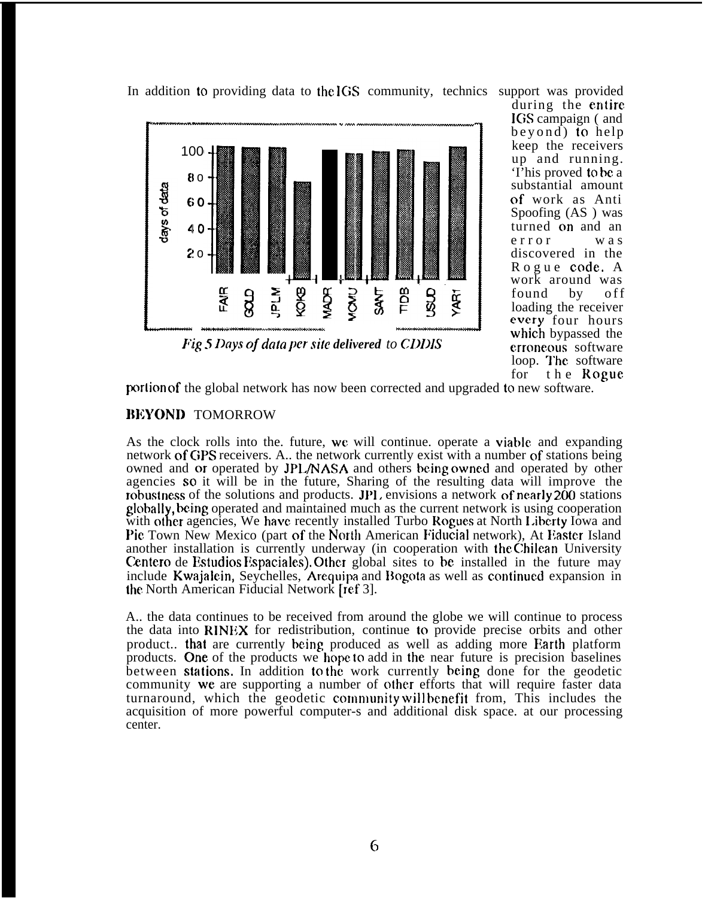In addition to providing data to the IGS community, technics support was provided during the entire IGS campaign ( and beyond) to help keep the receivers up and running. 'I'his proved to be a substantial amount of work as Anti Spoofing (AS ) was turned on and an error was discovered in the Rogue code. A work around was found by off loading the receiver every four hours which bypassed the erroneous software loop. The software for the Rogue portion of the global network has now been corrected and upgraded to new software.

*Fig 5 Days of data per site delivered to CDDIS*

## BEYOND TOMORROW

As the clock rolls into the. future, we will continue. operate a viable and expanding network of GPS receivers. A.. the network currently exist with a number of stations being owned and or operated by JPL/NASA and others being owned and operated by other agencies so it will be in the future, Sharing of the resulting data will improve the robustness of the solutions and products. JPL envisions a network of nearly 200 stations globally, being operated and maintained much as the current network is using cooperation with other agencies, We have recently installed Turbo Rogues at North Liberty Iowa and Pie Town New Mexico (part of the North American Fiducial network), At Easter Island another installation is currently underway (in cooperation with the Chilean University Centero de Estudios Espaciales). Other global sites to be installed in the future may include Kwajalein, Seychelles, Arequipa and Bogota as well as continued expansion in the North American Fiducial Network [ref 3].

A.. the data continues to be received from around the globe we will continue to process the data into RINEX for redistribution, continue to provide precise orbits and other product.. that are currently being produced as well as adding more Earth platform products. One of the products we hope to add in the near future is precision baselines between stations. In addition to the work currently being done for the geodetic community we are supporting a number of other efforts that will require faster data turnaround, which the geodetic community will benefit from, This includes the acquisition of more powerful computer-s and additional disk space. at our processing center.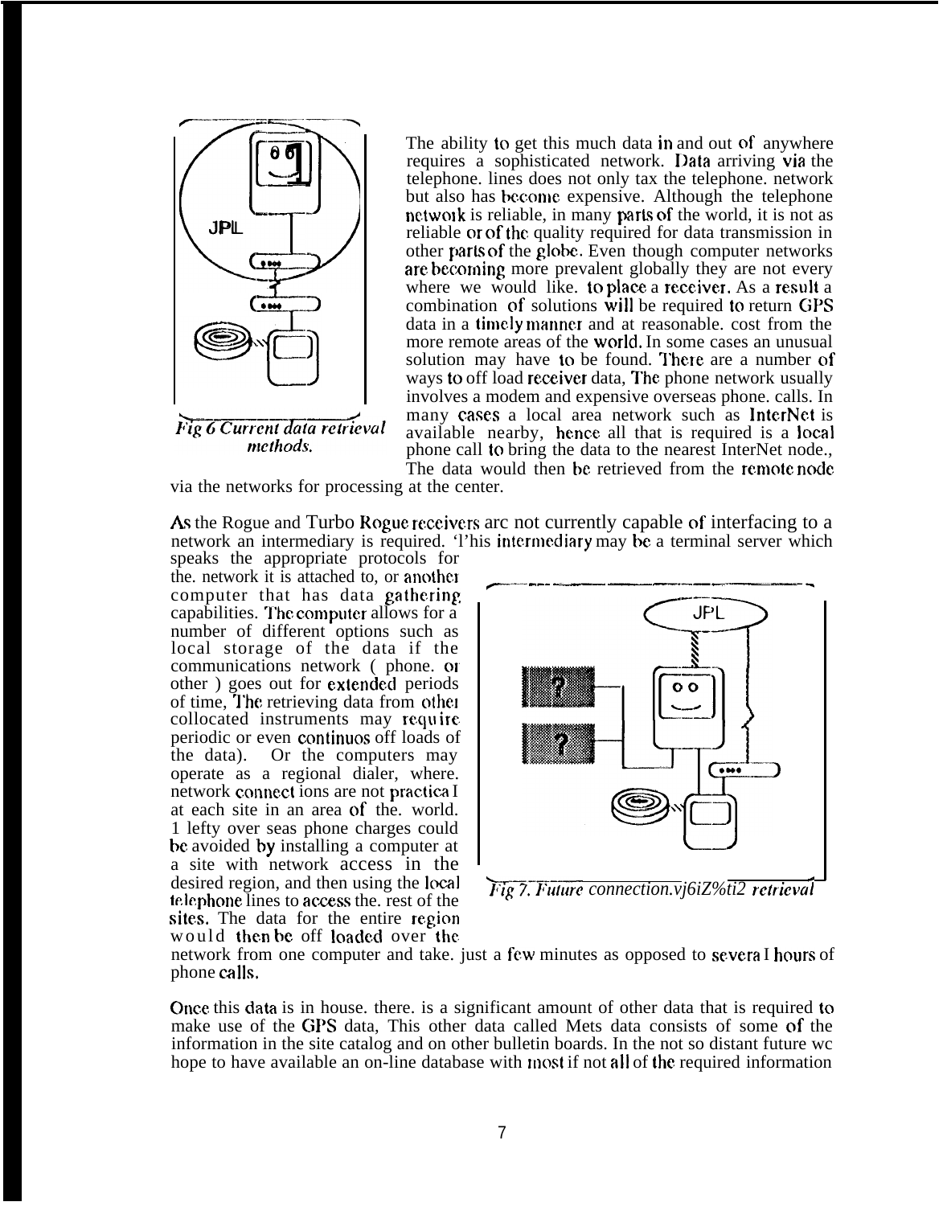The ability to get this much data in and out of anywhere requires a sophisticated network. Data arriving via the telephone. lines does not only tax the telephone. network but also has become expensive. Although the telephone network is reliable, in many parts of the world, it is not as reliable or of the quality required for data transmission in other parts of the globe. Even though computer networks are becoming more prevalent globally they are not every where we would like. to place a receiver. As a result a combination of solutions will be required to return GPS data in a timely manner and at reasonable. cost from the more remote areas of the world. In some cases an unusual solution may have to be found. There are a number of ways to off load receiver data, The phone network usually involves a modem and expensive overseas phone. calls. In many cases a local area network such as InterNet is available nearby, hence all that is required is a local phone call to bring the data to the nearest InterNet node., The data would then be retrieved from the remote node via the networks for processing at the center.

*Fig 6 Current data retrieval methods.*

As the Rogue and Turbo Rogue receivers arc not currently capable of interfacing to a network an intermediary is required. 'l'his intermediary may be a terminal server which speaks the appropriate protocols for the. network it is attached to, or another computer that has data gathering capabilities. The computer allows for a number of different options such as local storage of the data if the communications network ( phone. or other ) goes out for extended periods of time, The retrieving data from other collocated instruments may require periodic or even continuos off loads of the data). Or the computers may operate as a regional dialer, where. network connect ions are not practica I at each site in an area of the. world. 1 lefty over seas phone charges could be avoided by installing a computer at a site with network access in the desired region, and then using the local telephone lines to access the. rest of the sites. The data for the entire region would then be off loaded over the network from one computer and take. just a few minutes as opposed to severa I hours of phone calls.

*Fig 7. Future connection.vj6iZ%ti2 retrieval*

Once this data is in house. there. is a significant amount of other data that is required to make use of the GPS data, This other data called Mets data consists of some of the information in the site catalog and on other bulletin boards. In the not so distant future wc hope to have available an on-line database with most if not all of the required information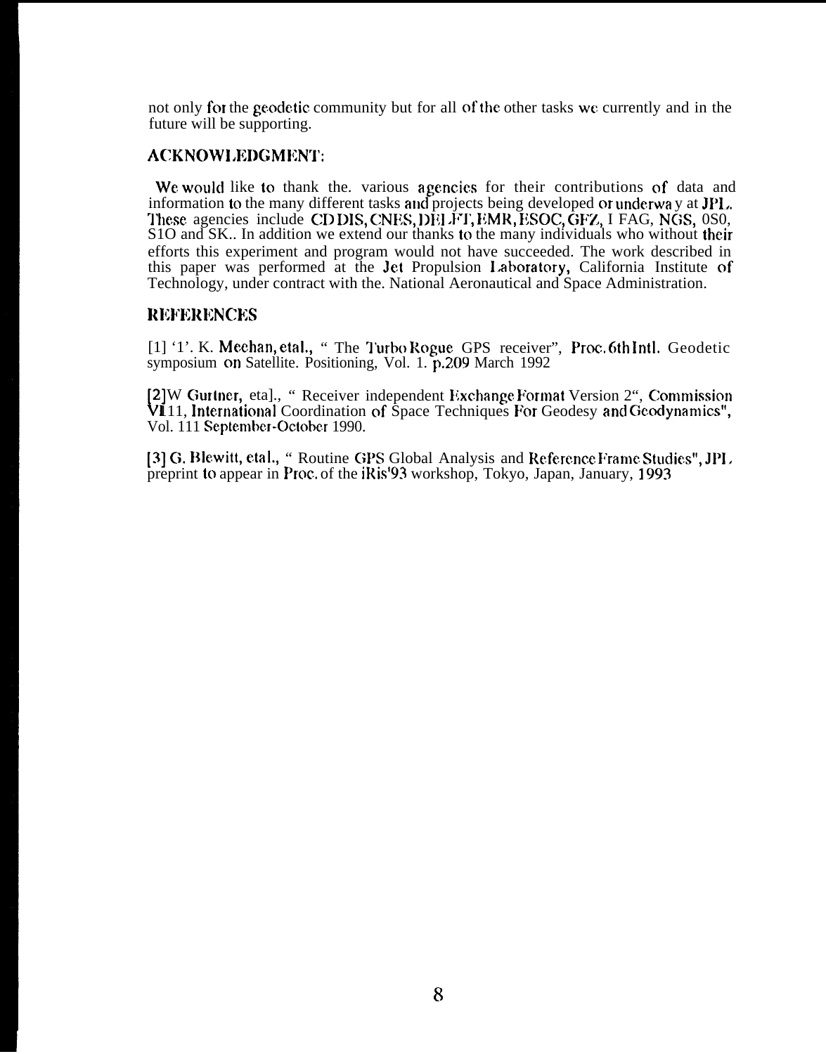not only for the geodetic community but for all of the other tasks we currently and in the future will be supporting.

## ACKNOWLEDGMENT:

We would like to thank the. various agencies for their contributions of data and information to the many different tasks and projects being developed or underwa y at JPL. These agencies include CD DIS, CNES, DELFT, EMR, ESOC, GFZ, I FAG, NGS, 0S0, S1O and SK.. In addition we extend our thanks to the many individuals who without their efforts this experiment and program would not have succeeded. The work described in this paper was performed at the Jet Propulsion Laboratory, California Institute of Technology, under contract with the. National Aeronautical and Space Administration.

## REFERENCES

[1] '1'. K. Meehan, etal., " The Turbo Rogue GPS receiver", Proc. 6th Intl. Geodetic symposium on Satellite. Positioning, Vol. 1. p.209 March 1992

[2] W Gurtner, eta]., " Receiver independent Exchange Format Version 2", Commission VIII, International Coordination of Space Techniques For Geodesy and Geodynamics", Vol. 111 September-October 1990.

[3] G. Blewitt, etal., " Routine GPS Global Analysis and Reference Frame Studies", JPL preprint to appear in Proc. of the iRis'93 workshop, Tokyo, Japan, January, 1993